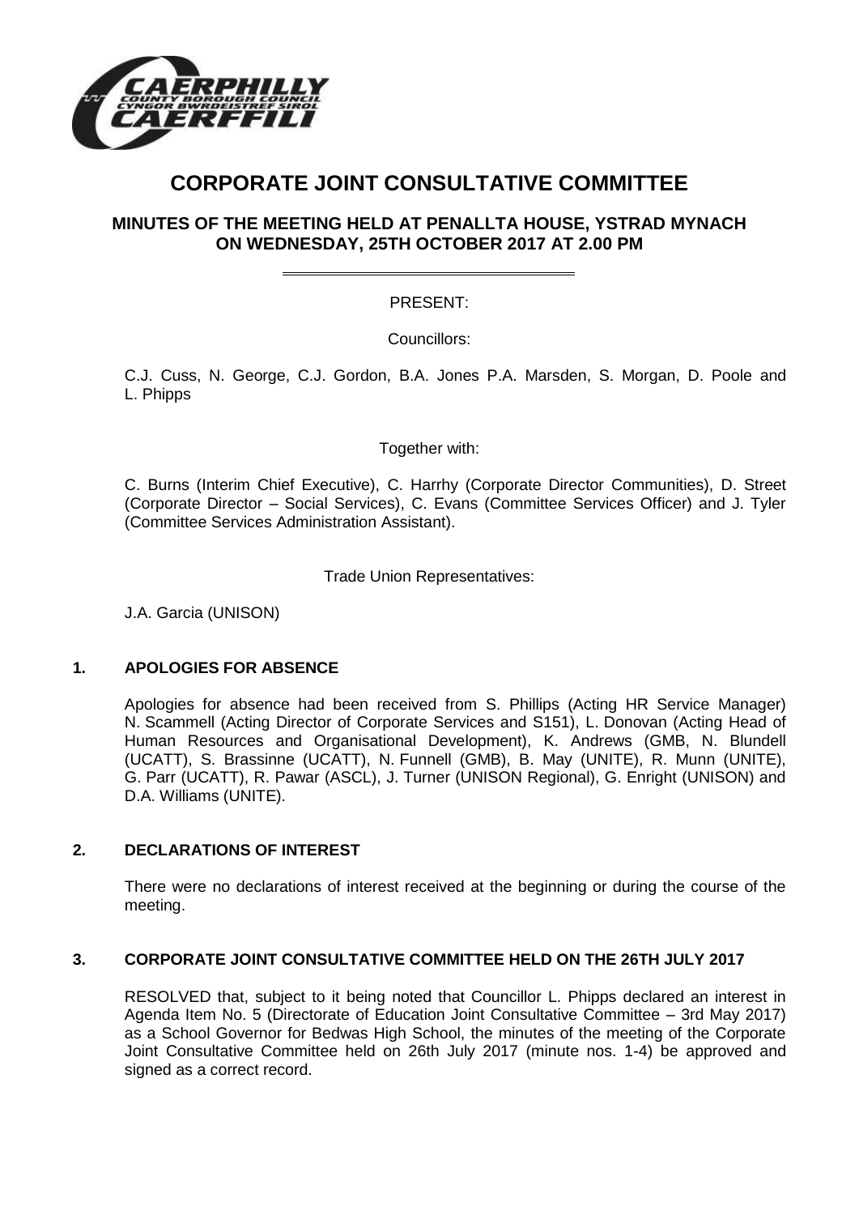# CORPORATE JOINT CONSULTATIVE COMMITTEE

## MINUTES OF THE MEETING HELD AT PENALLTA HOUSE, YSTRAD MYNACH ON WEDNESDAY, 25TH OCTOBER 2017 AT 2.00 PM

PRESENT:

Councillors:

C.J. Cuss, N. George, C.J. Gordon, B.A. Jones P.A. Marsden, S. Morgan, D. Poole and L. Phipps

Together with:

C. Burns (Interim Chief Executive), C. Harrhy (Corporate Director Communities), D. Street (Corporate Director – Social Services), C. Evans (Committee Services Officer) and J. Tyler (Committee Services Administration Assistant).

Trade Union Representatives:

J.A. Garcia (UNISON)

### 1. APOLOGIES FOR ABSENCE

Apologies for absence had been received from S. Phillips (Acting HR Service Manager) N. Scammell (Acting Director of Corporate Services and S151), L. Donovan (Acting Head of Human Resources and Organisational Development), K. Andrews (GMB, N. Blundell (UCATT), S. Brassinne (UCATT), N. Funnell (GMB), B. May (UNITE), R. Munn (UNITE), G. Parr (UCATT), R. Pawar (ASCL), J. Turner (UNISON Regional), G. Enright (UNISON) and D.A. Williams (UNITE).

### 2. DECLARATIONS OF INTEREST

There were no declarations of interest received at the beginning or during the course of the meeting.

### 3. CORPORATE JOINT CONSULTATIVE COMMITTEE HELD ON THE 26TH JULY 2017

RESOLVED that, subject to it being noted that Councillor L. Phipps declared an interest in Agenda Item No. 5 (Directorate of Education Joint Consultative Committee – 3rd May 2017) as a School Governor for Bedwas High School, the minutes of the meeting of the Corporate Joint Consultative Committee held on 26th July 2017 (minute nos. 1-4) be approved and signed as a correct record.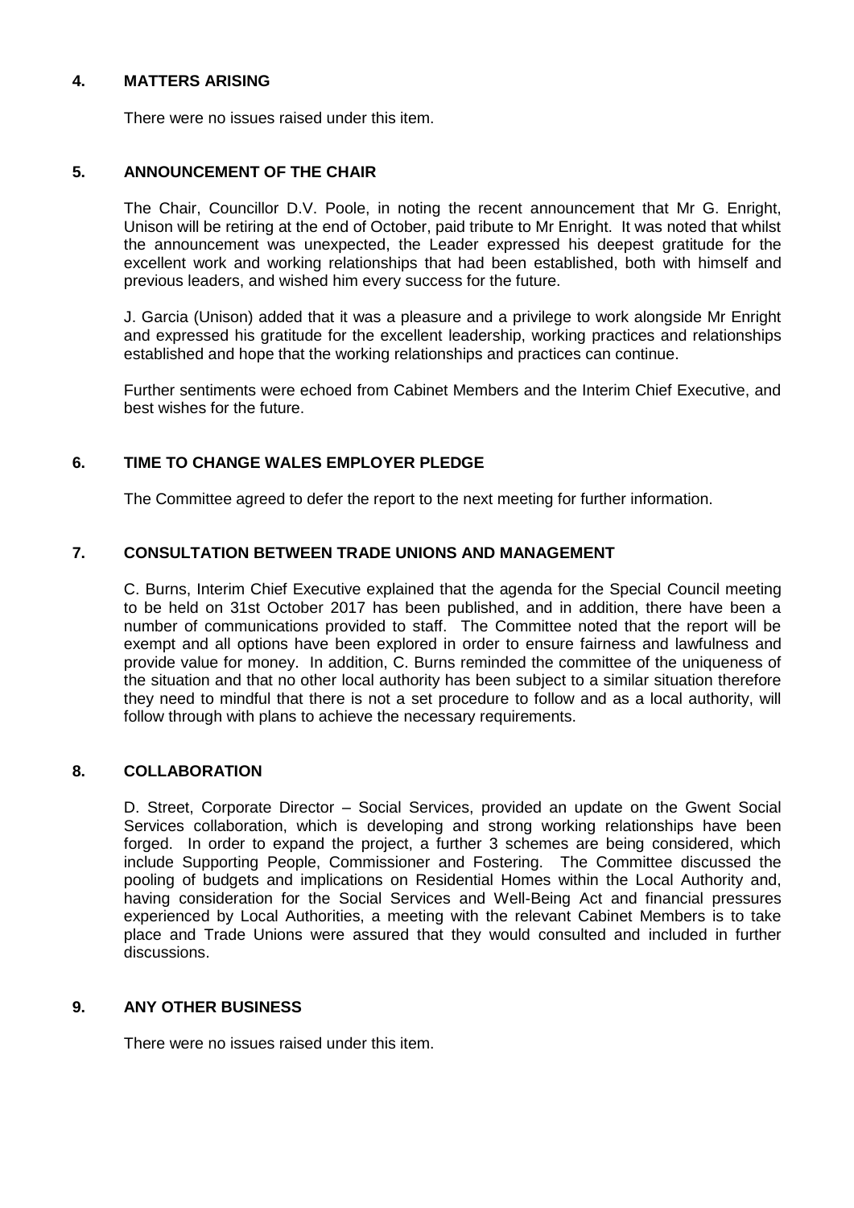## 4. MATTERS ARISING

There were no issues raised under this item.

## 5. ANNOUNCEMENT OF THE CHAIR

The Chair, Councillor D.V. Poole, in noting the recent announcement that Mr G. Enright, Unison will be retiring at the end of October, paid tribute to Mr Enright. It was noted that whilst the announcement was unexpected, the Leader expressed his deepest gratitude for the excellent work and working relationships that had been established, both with himself and previous leaders, and wished him every success for the future.

J. Garcia (Unison) added that it was a pleasure and a privilege to work alongside Mr Enright and expressed his gratitude for the excellent leadership, working practices and relationships established and hope that the working relationships and practices can continue.

Further sentiments were echoed from Cabinet Members and the Interim Chief Executive, and best wishes for the future.

## 6. TIME TO CHANGE WALES EMPLOYER PLEDGE

The Committee agreed to defer the report to the next meeting for further information.

## 7. CONSULTATION BETWEEN TRADE UNIONS AND MANAGEMENT

C. Burns, Interim Chief Executive explained that the agenda for the Special Council meeting to be held on 31st October 2017 has been published, and in addition, there have been a number of communications provided to staff. The Committee noted that the report will be exempt and all options have been explored in order to ensure fairness and lawfulness and provide value for money. In addition, C. Burns reminded the committee of the uniqueness of the situation and that no other local authority has been subject to a similar situation therefore they need to mindful that there is not a set procedure to follow and as a local authority, will follow through with plans to achieve the necessary requirements.

## 8. COLLABORATION

D. Street, Corporate Director – Social Services, provided an update on the Gwent Social Services collaboration, which is developing and strong working relationships have been forged. In order to expand the project, a further 3 schemes are being considered, which include Supporting People, Commissioner and Fostering. The Committee discussed the pooling of budgets and implications on Residential Homes within the Local Authority and, having consideration for the Social Services and Well-Being Act and financial pressures experienced by Local Authorities, a meeting with the relevant Cabinet Members is to take place and Trade Unions were assured that they would consulted and included in further discussions.

## 9. ANY OTHER BUSINESS

There were no issues raised under this item.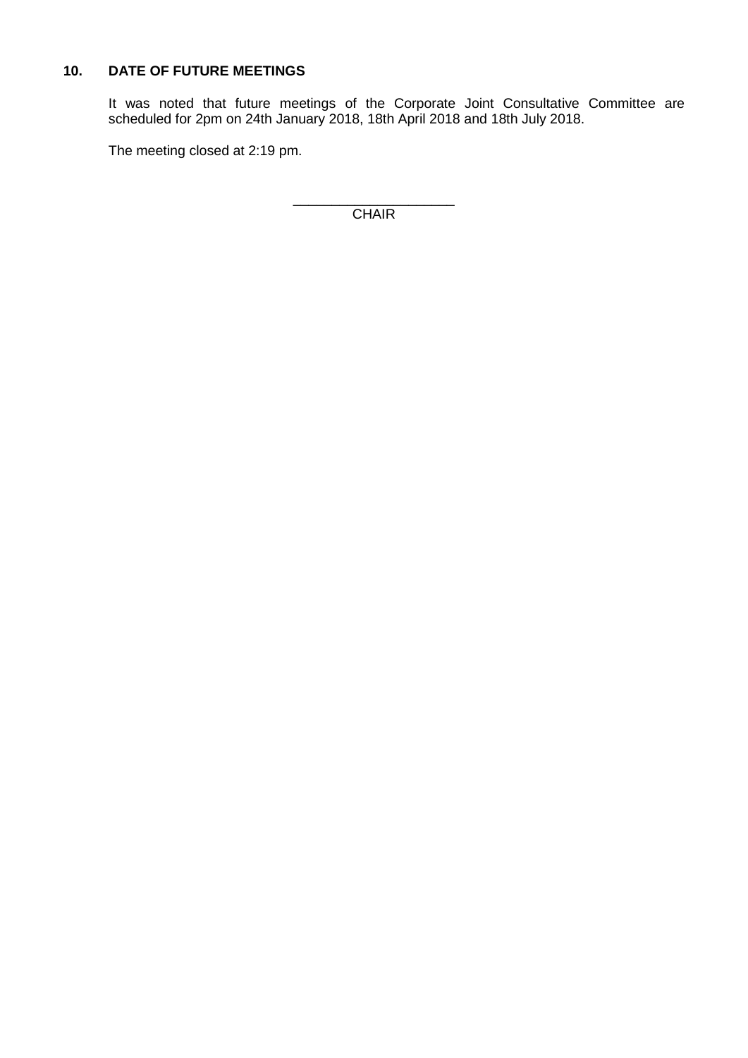## 10. DATE OF FUTURE MEETINGS

It was noted that future meetings of the Corporate Joint Consultative Committee are scheduled for 2pm on 24th January 2018, 18th April 2018 and 18th July 2018.

The meeting closed at 2:19 pm.

_____________________

CHAIR